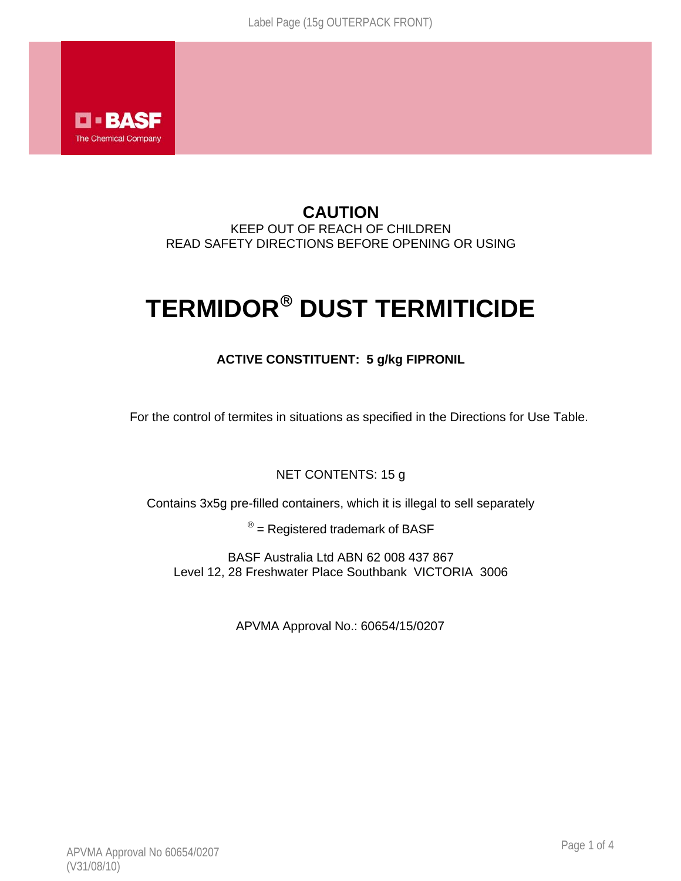BASF
The Chemical Company

**CAUTION**

KEEP OUT OF REACH OF CHILDREN

READ SAFETY DIRECTIONS BEFORE OPENING OR USING

# TERMIDOR® DUST TERMITICIDE

**ACTIVE CONSTITUENT: 5 g/kg FIPRONIL**

For the control of termites in situations as specified in the Directions for Use Table.

NET CONTENTS: 15 g

Contains 3x5g pre-filled containers, which it is illegal to sell separately

® = Registered trademark of BASF

BASF Australia Ltd ABN 62 008 437 867
Level 12, 28 Freshwater Place Southbank VICTORIA 3006

APVMA Approval No.: 60654/15/0207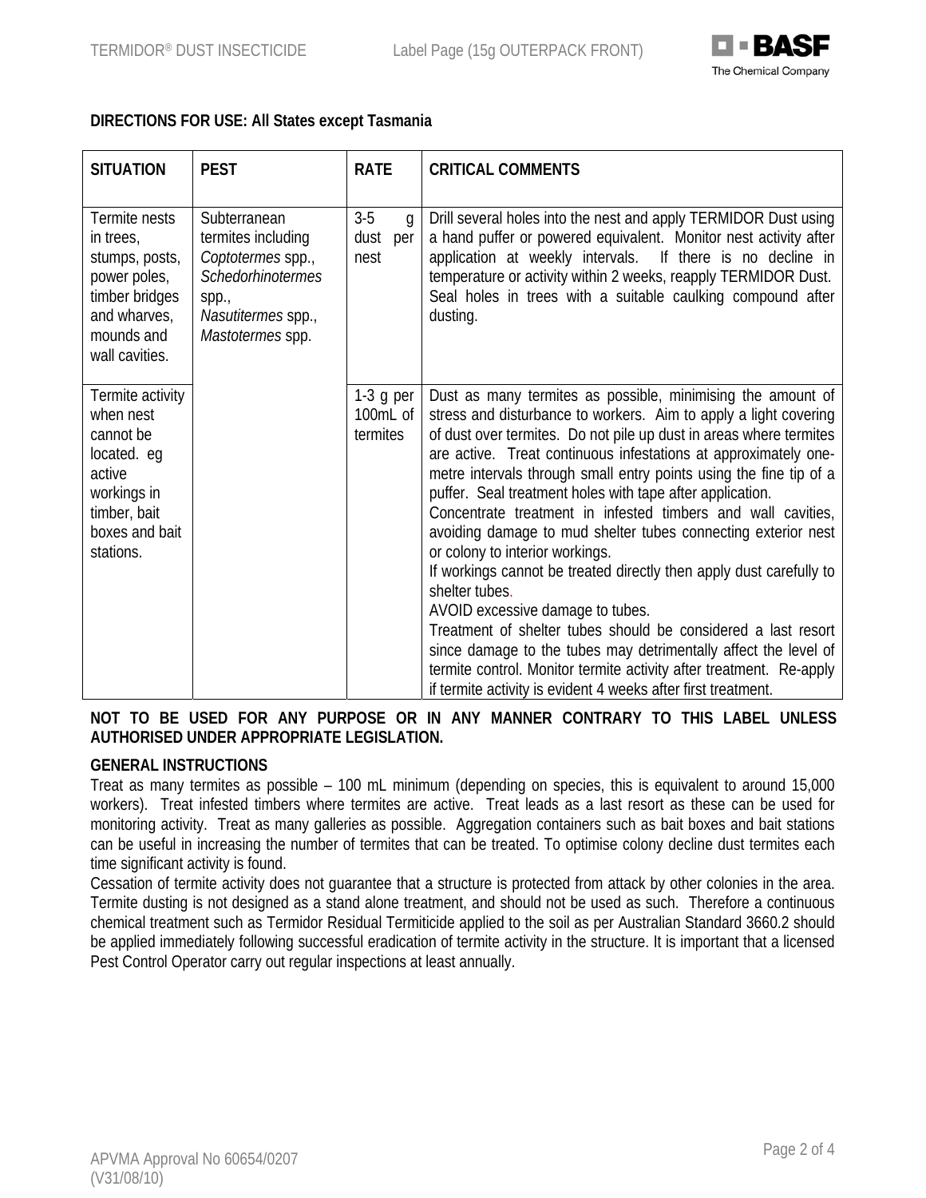**DIRECTIONS FOR USE: All States except Tasmania**

| SITUATION | PEST | RATE | CRITICAL COMMENTS |
|---|---|---|---|
| Termite nests in trees, stumps, posts, power poles, timber bridges and wharves, mounds and wall cavities. | Subterranean termites including *Coptotermes* spp., *Schedorhinotermes* spp., *Nasutitermes* spp., *Mastotermes* spp. | 3-5 g dust per nest | Drill several holes into the nest and apply TERMIDOR Dust using a hand puffer or powered equivalent. Monitor nest activity after application at weekly intervals. If there is no decline in temperature or activity within 2 weeks, reapply TERMIDOR Dust. Seal holes in trees with a suitable caulking compound after dusting. |
| Termite activity when nest cannot be located. eg active workings in timber, bait boxes and bait stations. | | 1-3 g per 100mL of termites | Dust as many termites as possible, minimising the amount of stress and disturbance to workers. Aim to apply a light covering of dust over termites. Do not pile up dust in areas where termites are active. Treat continuous infestations at approximately one-metre intervals through small entry points using the fine tip of a puffer. Seal treatment holes with tape after application.<br>Concentrate treatment in infested timbers and wall cavities, avoiding damage to mud shelter tubes connecting exterior nest or colony to interior workings.<br>If workings cannot be treated directly then apply dust carefully to shelter tubes.<br>AVOID excessive damage to tubes.<br>Treatment of shelter tubes should be considered a last resort since damage to the tubes may detrimentally affect the level of termite control. Monitor termite activity after treatment. Re-apply if termite activity is evident 4 weeks after first treatment. |

**NOT TO BE USED FOR ANY PURPOSE OR IN ANY MANNER CONTRARY TO THIS LABEL UNLESS AUTHORISED UNDER APPROPRIATE LEGISLATION.**

**GENERAL INSTRUCTIONS**

Treat as many termites as possible – 100 mL minimum (depending on species, this is equivalent to around 15,000 workers). Treat infested timbers where termites are active. Treat leads as a last resort as these can be used for monitoring activity. Treat as many galleries as possible. Aggregation containers such as bait boxes and bait stations can be useful in increasing the number of termites that can be treated. To optimise colony decline dust termites each time significant activity is found.

Cessation of termite activity does not guarantee that a structure is protected from attack by other colonies in the area. Termite dusting is not designed as a stand alone treatment, and should not be used as such. Therefore a continuous chemical treatment such as Termidor Residual Termiticide applied to the soil as per Australian Standard 3660.2 should be applied immediately following successful eradication of termite activity in the structure. It is important that a licensed Pest Control Operator carry out regular inspections at least annually.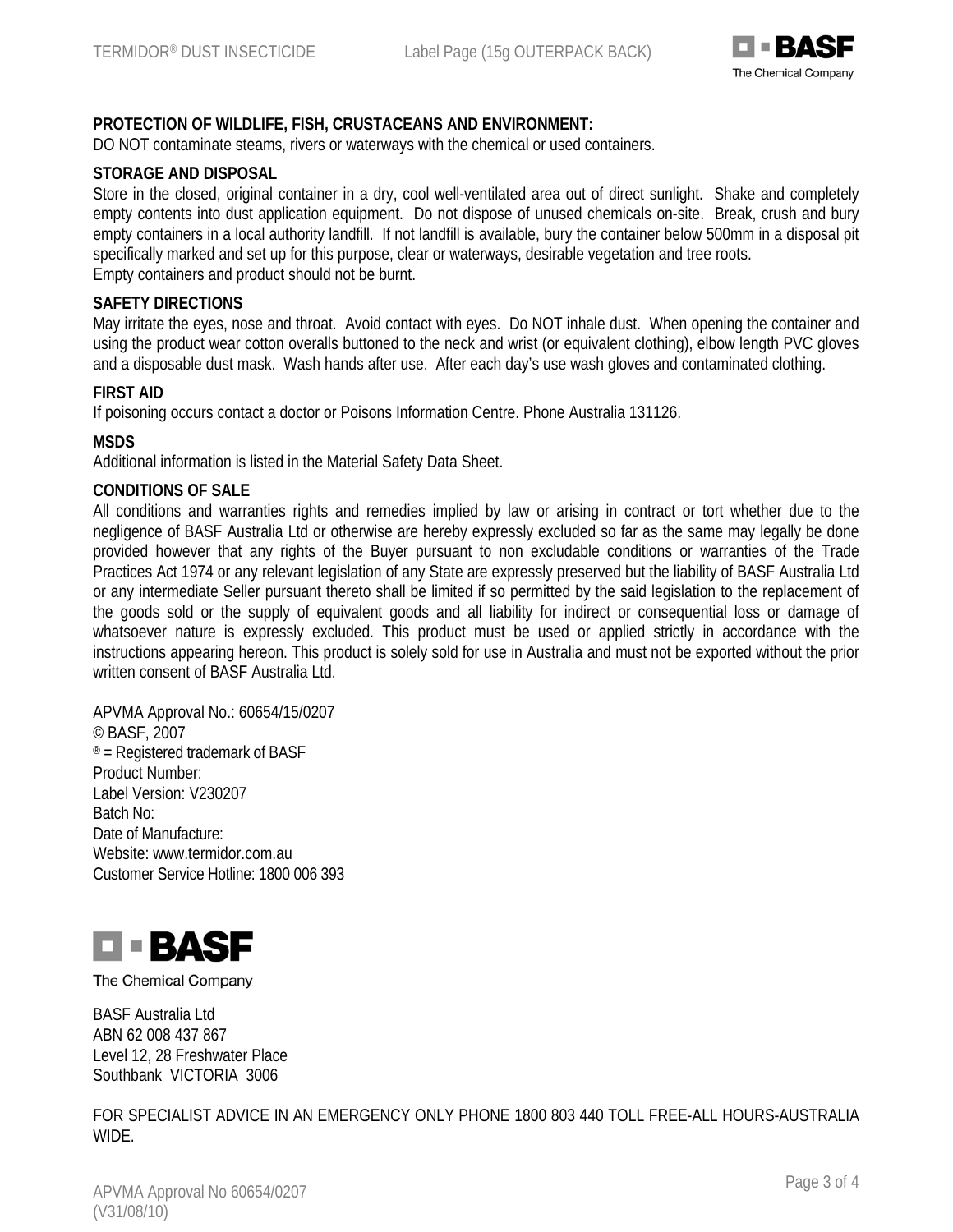**PROTECTION OF WILDLIFE, FISH, CRUSTACEANS AND ENVIRONMENT:**

DO NOT contaminate steams, rivers or waterways with the chemical or used containers.

**STORAGE AND DISPOSAL**

Store in the closed, original container in a dry, cool well-ventilated area out of direct sunlight. Shake and completely empty contents into dust application equipment. Do not dispose of unused chemicals on-site. Break, crush and bury empty containers in a local authority landfill. If not landfill is available, bury the container below 500mm in a disposal pit specifically marked and set up for this purpose, clear or waterways, desirable vegetation and tree roots.
Empty containers and product should not be burnt.

**SAFETY DIRECTIONS**

May irritate the eyes, nose and throat. Avoid contact with eyes. Do NOT inhale dust. When opening the container and using the product wear cotton overalls buttoned to the neck and wrist (or equivalent clothing), elbow length PVC gloves and a disposable dust mask. Wash hands after use. After each day's use wash gloves and contaminated clothing.

**FIRST AID**

If poisoning occurs contact a doctor or Poisons Information Centre. Phone Australia 131126.

**MSDS**

Additional information is listed in the Material Safety Data Sheet.

**CONDITIONS OF SALE**

All conditions and warranties rights and remedies implied by law or arising in contract or tort whether due to the negligence of BASF Australia Ltd or otherwise are hereby expressly excluded so far as the same may legally be done provided however that any rights of the Buyer pursuant to non excludable conditions or warranties of the Trade Practices Act 1974 or any relevant legislation of any State are expressly preserved but the liability of BASF Australia Ltd or any intermediate Seller pursuant thereto shall be limited if so permitted by the said legislation to the replacement of the goods sold or the supply of equivalent goods and all liability for indirect or consequential loss or damage of whatsoever nature is expressly excluded. This product must be used or applied strictly in accordance with the instructions appearing hereon. This product is solely sold for use in Australia and must not be exported without the prior written consent of BASF Australia Ltd.

APVMA Approval No.: 60654/15/0207
© BASF, 2007
® = Registered trademark of BASF
Product Number:
Label Version: V230207
Batch No:
Date of Manufacture:
Website: www.termidor.com.au
Customer Service Hotline: 1800 006 393

BASF
The Chemical Company

BASF Australia Ltd
ABN 62 008 437 867
Level 12, 28 Freshwater Place
Southbank VICTORIA 3006

FOR SPECIALIST ADVICE IN AN EMERGENCY ONLY PHONE 1800 803 440 TOLL FREE-ALL HOURS-AUSTRALIA WIDE.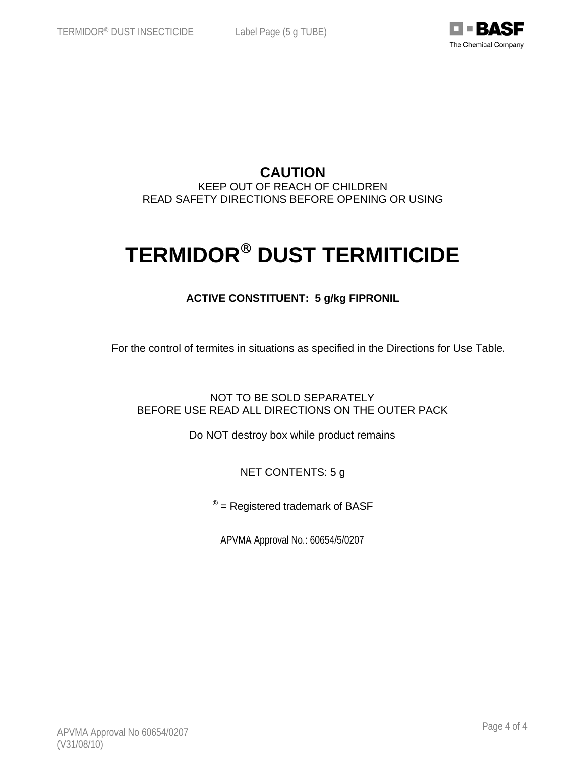**CAUTION**

KEEP OUT OF REACH OF CHILDREN

READ SAFETY DIRECTIONS BEFORE OPENING OR USING

# TERMIDOR® DUST TERMITICIDE

**ACTIVE CONSTITUENT: 5 g/kg FIPRONIL**

For the control of termites in situations as specified in the Directions for Use Table.

NOT TO BE SOLD SEPARATELY

BEFORE USE READ ALL DIRECTIONS ON THE OUTER PACK

Do NOT destroy box while product remains

NET CONTENTS: 5 g

® = Registered trademark of BASF

APVMA Approval No.: 60654/5/0207